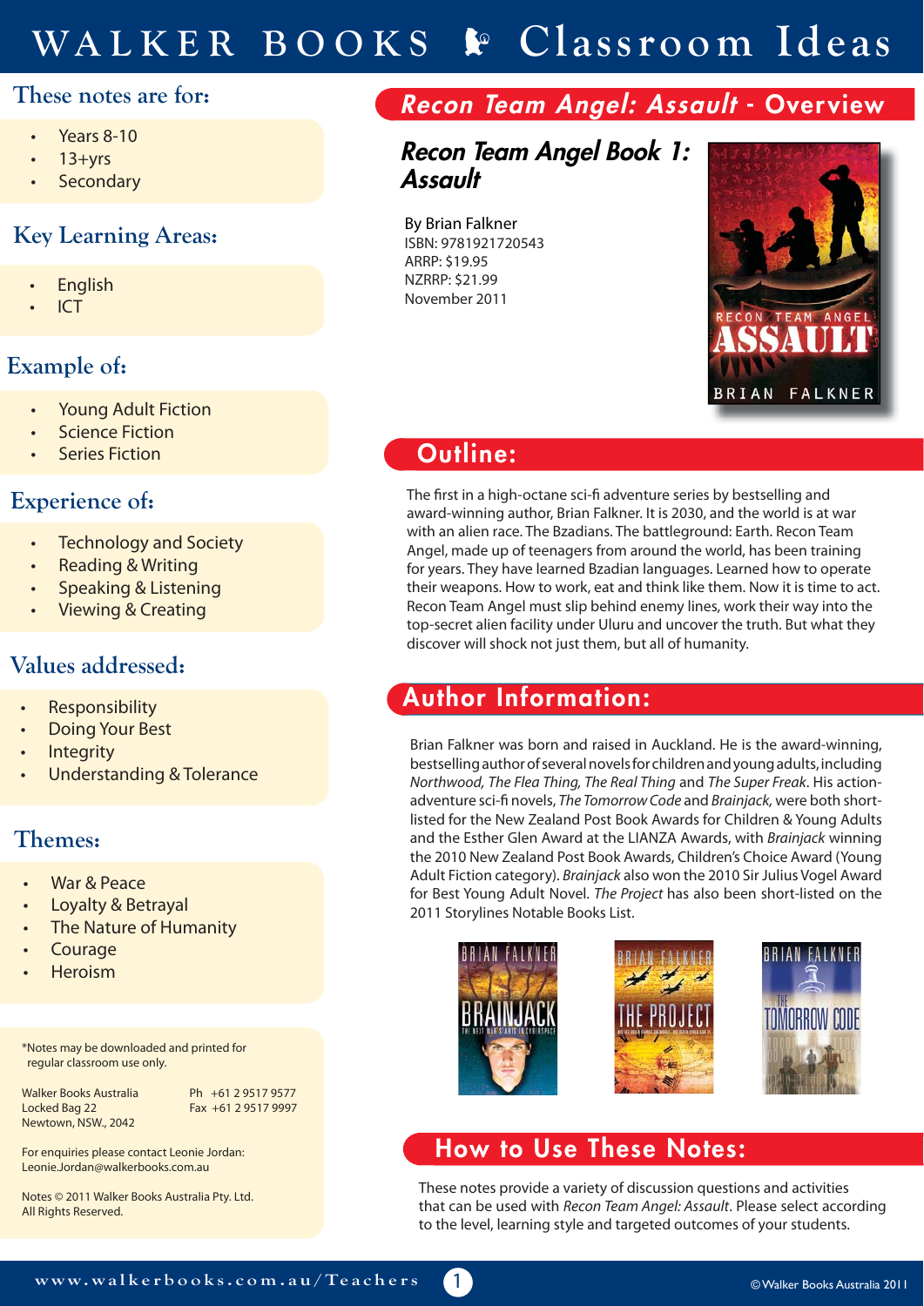# WALKER BOOKS Classroom Ideas

## These notes are for:

- Years 8-10
- 13+yrs
- Secondary

## Key Learning Areas:

- English
- ICT

## Example of:

- Young Adult Fiction
- Science Fiction
- Series Fiction

## Experience of:

- Technology and Society
- Reading & Writing
- Speaking & Listening
- Viewing & Creating

## Values addressed:

- Responsibility
- Doing Your Best
- Integrity
- Understanding & Tolerance

## Themes:

- War & Peace
- Loyalty & Betrayal
- The Nature of Humanity
- Courage
- Heroism

*Notes may be downloaded and printed for regular classroom use only.

Walker Books Australia
Locked Bag 22
Newtown, NSW., 2042

Ph +61 2 9517 9577
Fax +61 2 9517 9997

For enquiries please contact Leonie Jordan:
Leonie.Jordan@walkerbooks.com.au

Notes © 2011 Walker Books Australia Pty. Ltd.
All Rights Reserved.

## *Recon Team Angel: Assault* - Overview

### *Recon Team Angel Book 1: Assault*

By Brian Falkner
ISBN: 9781921720543
ARRP: $19.95
NZRRP: $21.99
November 2011

## Outline:

The first in a high-octane sci-fi adventure series by bestselling and award-winning author, Brian Falkner. It is 2030, and the world is at war with an alien race. The Bzadians. The battleground: Earth. Recon Team Angel, made up of teenagers from around the world, has been training for years. They have learned Bzadian languages. Learned how to operate their weapons. How to work, eat and think like them. Now it is time to act. Recon Team Angel must slip behind enemy lines, work their way into the top-secret alien facility under Uluru and uncover the truth. But what they discover will shock not just them, but all of humanity.

## Author Information:

Brian Falkner was born and raised in Auckland. He is the award-winning, bestselling author of several novels for children and young adults, including *Northwood, The Flea Thing, The Real Thing* and *The Super Freak*. His action-adventure sci-fi novels, *The Tomorrow Code* and *Brainjack,* were both short-listed for the New Zealand Post Book Awards for Children & Young Adults and the Esther Glen Award at the LIANZA Awards, with *Brainjack* winning the 2010 New Zealand Post Book Awards, Children's Choice Award (Young Adult Fiction category). *Brainjack* also won the 2010 Sir Julius Vogel Award for Best Young Adult Novel. *The Project* has also been short-listed on the 2011 Storylines Notable Books List.

## How to Use These Notes:

These notes provide a variety of discussion questions and activities that can be used with *Recon Team Angel: Assault*. Please select according to the level, learning style and targeted outcomes of your students.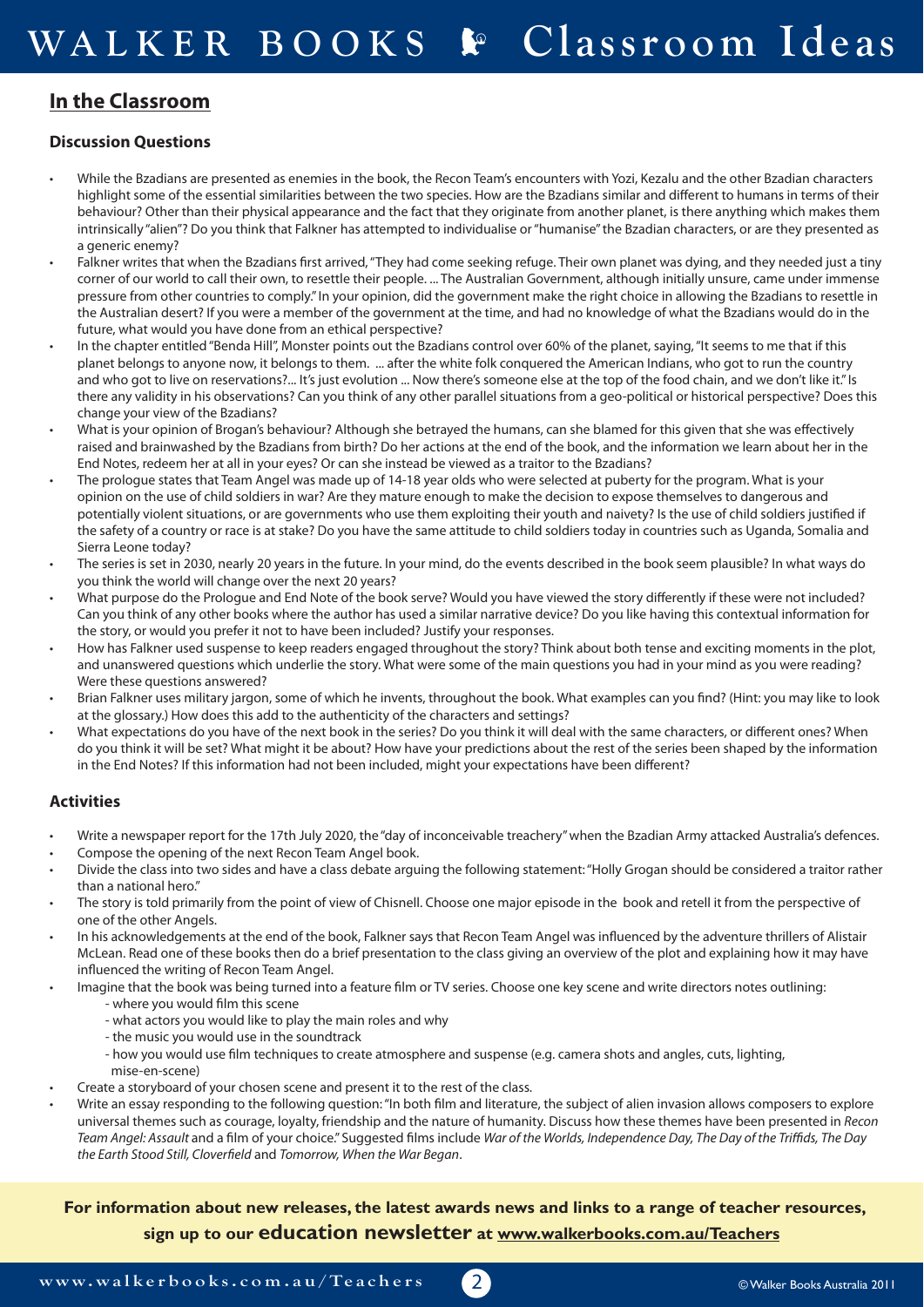## In the Classroom

### Discussion Questions

- While the Bzadians are presented as enemies in the book, the Recon Team's encounters with Yozi, Kezalu and the other Bzadian characters highlight some of the essential similarities between the two species. How are the Bzadians similar and different to humans in terms of their behaviour? Other than their physical appearance and the fact that they originate from another planet, is there anything which makes them intrinsically "alien"? Do you think that Falkner has attempted to individualise or "humanise" the Bzadian characters, or are they presented as a generic enemy?
- Falkner writes that when the Bzadians first arrived, "They had come seeking refuge. Their own planet was dying, and they needed just a tiny corner of our world to call their own, to resettle their people. ... The Australian Government, although initially unsure, came under immense pressure from other countries to comply." In your opinion, did the government make the right choice in allowing the Bzadians to resettle in the Australian desert? If you were a member of the government at the time, and had no knowledge of what the Bzadians would do in the future, what would you have done from an ethical perspective?
- In the chapter entitled "Benda Hill", Monster points out the Bzadians control over 60% of the planet, saying, "It seems to me that if this planet belongs to anyone now, it belongs to them. ... after the white folk conquered the American Indians, who got to run the country and who got to live on reservations?... It's just evolution ... Now there's someone else at the top of the food chain, and we don't like it." Is there any validity in his observations? Can you think of any other parallel situations from a geo-political or historical perspective? Does this change your view of the Bzadians?
- What is your opinion of Brogan's behaviour? Although she betrayed the humans, can she blamed for this given that she was effectively raised and brainwashed by the Bzadians from birth? Do her actions at the end of the book, and the information we learn about her in the End Notes, redeem her at all in your eyes? Or can she instead be viewed as a traitor to the Bzadians?
- The prologue states that Team Angel was made up of 14-18 year olds who were selected at puberty for the program. What is your opinion on the use of child soldiers in war? Are they mature enough to make the decision to expose themselves to dangerous and potentially violent situations, or are governments who use them exploiting their youth and naivety? Is the use of child soldiers justified if the safety of a country or race is at stake? Do you have the same attitude to child soldiers today in countries such as Uganda, Somalia and Sierra Leone today?
- The series is set in 2030, nearly 20 years in the future. In your mind, do the events described in the book seem plausible? In what ways do you think the world will change over the next 20 years?
- What purpose do the Prologue and End Note of the book serve? Would you have viewed the story differently if these were not included? Can you think of any other books where the author has used a similar narrative device? Do you like having this contextual information for the story, or would you prefer it not to have been included? Justify your responses.
- How has Falkner used suspense to keep readers engaged throughout the story? Think about both tense and exciting moments in the plot, and unanswered questions which underlie the story. What were some of the main questions you had in your mind as you were reading? Were these questions answered?
- Brian Falkner uses military jargon, some of which he invents, throughout the book. What examples can you find? (Hint: you may like to look at the glossary.) How does this add to the authenticity of the characters and settings?
- What expectations do you have of the next book in the series? Do you think it will deal with the same characters, or different ones? When do you think it will be set? What might it be about? How have your predictions about the rest of the series been shaped by the information in the End Notes? If this information had not been included, might your expectations have been different?

### Activities

- Write a newspaper report for the 17th July 2020, the "day of inconceivable treachery" when the Bzadian Army attacked Australia's defences.
- Compose the opening of the next Recon Team Angel book.
- Divide the class into two sides and have a class debate arguing the following statement: "Holly Grogan should be considered a traitor rather than a national hero."
- The story is told primarily from the point of view of Chisnell. Choose one major episode in the book and retell it from the perspective of one of the other Angels.
- In his acknowledgements at the end of the book, Falkner says that Recon Team Angel was influenced by the adventure thrillers of Alistair McLean. Read one of these books then do a brief presentation to the class giving an overview of the plot and explaining how it may have influenced the writing of Recon Team Angel.
- Imagine that the book was being turned into a feature film or TV series. Choose one key scene and write directors notes outlining:
  - where you would film this scene
  - what actors you would like to play the main roles and why
  - the music you would use in the soundtrack
  - how you would use film techniques to create atmosphere and suspense (e.g. camera shots and angles, cuts, lighting, mise-en-scene)
- Create a storyboard of your chosen scene and present it to the rest of the class.
- Write an essay responding to the following question: "In both film and literature, the subject of alien invasion allows composers to explore universal themes such as courage, loyalty, friendship and the nature of humanity. Discuss how these themes have been presented in *Recon Team Angel: Assault* and a film of your choice." Suggested films include *War of the Worlds, Independence Day, The Day of the Triffids, The Day the Earth Stood Still, Cloverfield* and *Tomorrow, When the War Began*.

**For information about new releases, the latest awards news and links to a range of teacher resources, sign up to our education newsletter at www.walkerbooks.com.au/Teachers**